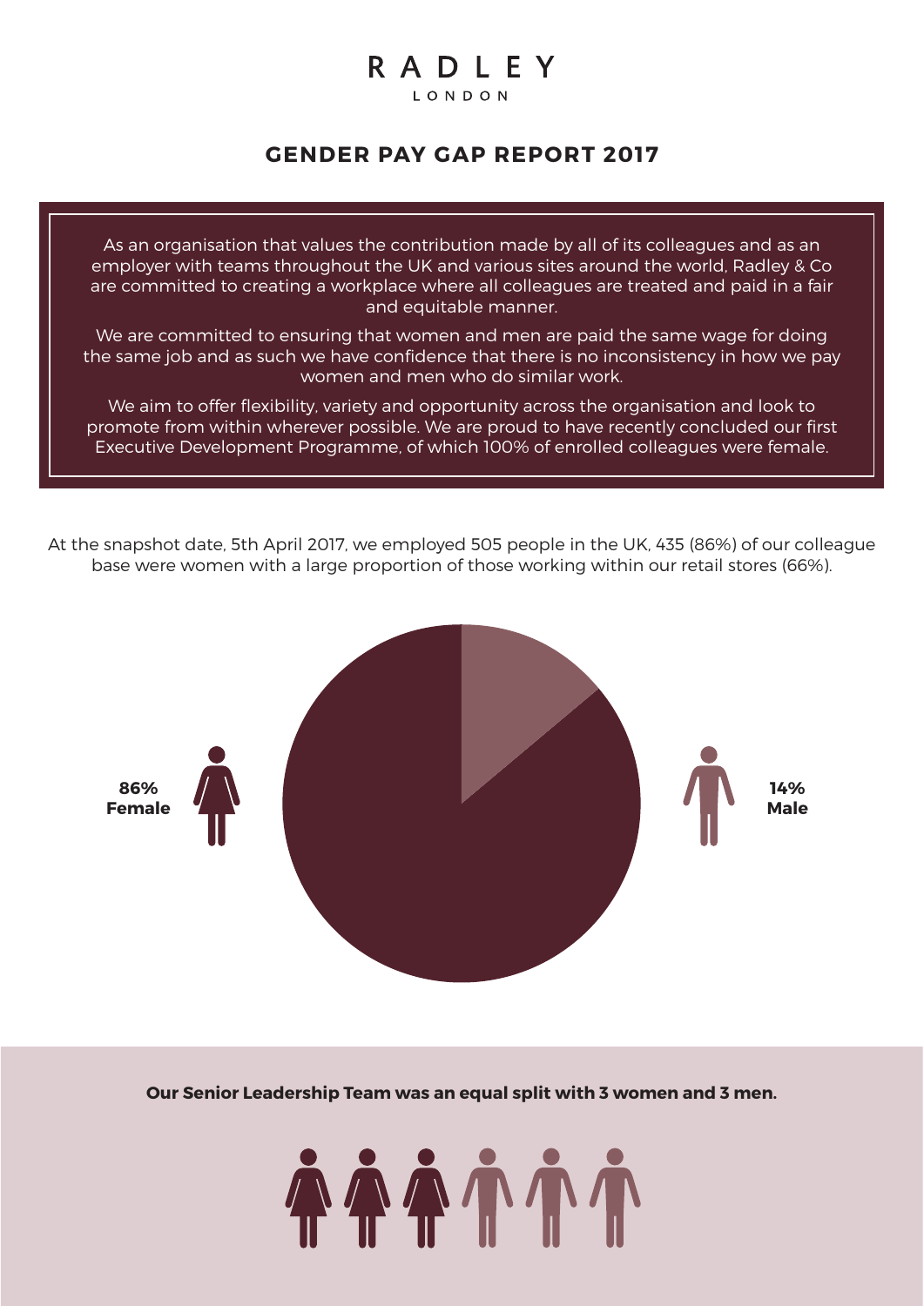RADLEY

LONDON

# GENDER PAY GAP REPORT 2017

As an organisation that values the contribution made by all of its colleagues and as an employer with teams throughout the UK and various sites around the world, Radley & Co are committed to creating a workplace where all colleagues are treated and paid in a fair and equitable manner.

We are committed to ensuring that women and men are paid the same wage for doing the same job and as such we have confidence that there is no inconsistency in how we pay women and men who do similar work.

We aim to offer flexibility, variety and opportunity across the organisation and look to promote from within wherever possible. We are proud to have recently concluded our first Executive Development Programme, of which 100% of enrolled colleagues were female.

At the snapshot date, 5th April 2017, we employed 505 people in the UK, 435 (86%) of our colleague base were women with a large proportion of those working within our retail stores (66%).

**86% Female**

**14% Male**

**Our Senior Leadership Team was an equal split with 3 women and 3 men.**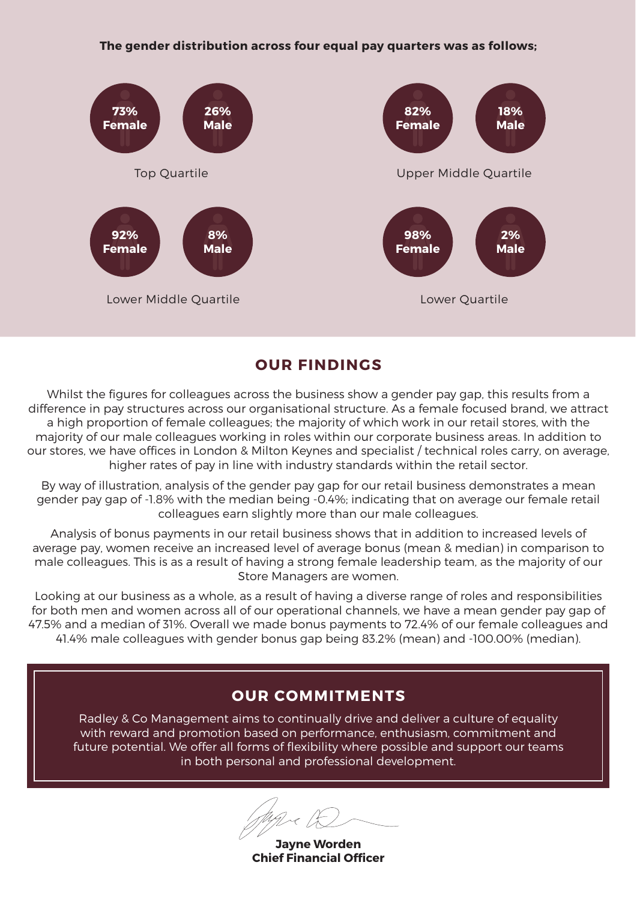**The gender distribution across four equal pay quarters was as follows;**

73% Female
26% Male

Top Quartile

82% Female
18% Male

Upper Middle Quartile

92% Female
8% Male

Lower Middle Quartile

98% Female
2% Male

Lower Quartile

## OUR FINDINGS

Whilst the figures for colleagues across the business show a gender pay gap, this results from a difference in pay structures across our organisational structure. As a female focused brand, we attract a high proportion of female colleagues; the majority of which work in our retail stores, with the majority of our male colleagues working in roles within our corporate business areas. In addition to our stores, we have offices in London & Milton Keynes and specialist / technical roles carry, on average, higher rates of pay in line with industry standards within the retail sector.

By way of illustration, analysis of the gender pay gap for our retail business demonstrates a mean gender pay gap of -1.8% with the median being -0.4%; indicating that on average our female retail colleagues earn slightly more than our male colleagues.

Analysis of bonus payments in our retail business shows that in addition to increased levels of average pay, women receive an increased level of average bonus (mean & median) in comparison to male colleagues. This is as a result of having a strong female leadership team, as the majority of our Store Managers are women.

Looking at our business as a whole, as a result of having a diverse range of roles and responsibilities for both men and women across all of our operational channels, we have a mean gender pay gap of 47.5% and a median of 31%. Overall we made bonus payments to 72.4% of our female colleagues and 41.4% male colleagues with gender bonus gap being 83.2% (mean) and -100.00% (median).

## OUR COMMITMENTS

Radley & Co Management aims to continually drive and deliver a culture of equality with reward and promotion based on performance, enthusiasm, commitment and future potential. We offer all forms of flexibility where possible and support our teams in both personal and professional development.

**Jayne Worden**
**Chief Financial Officer**